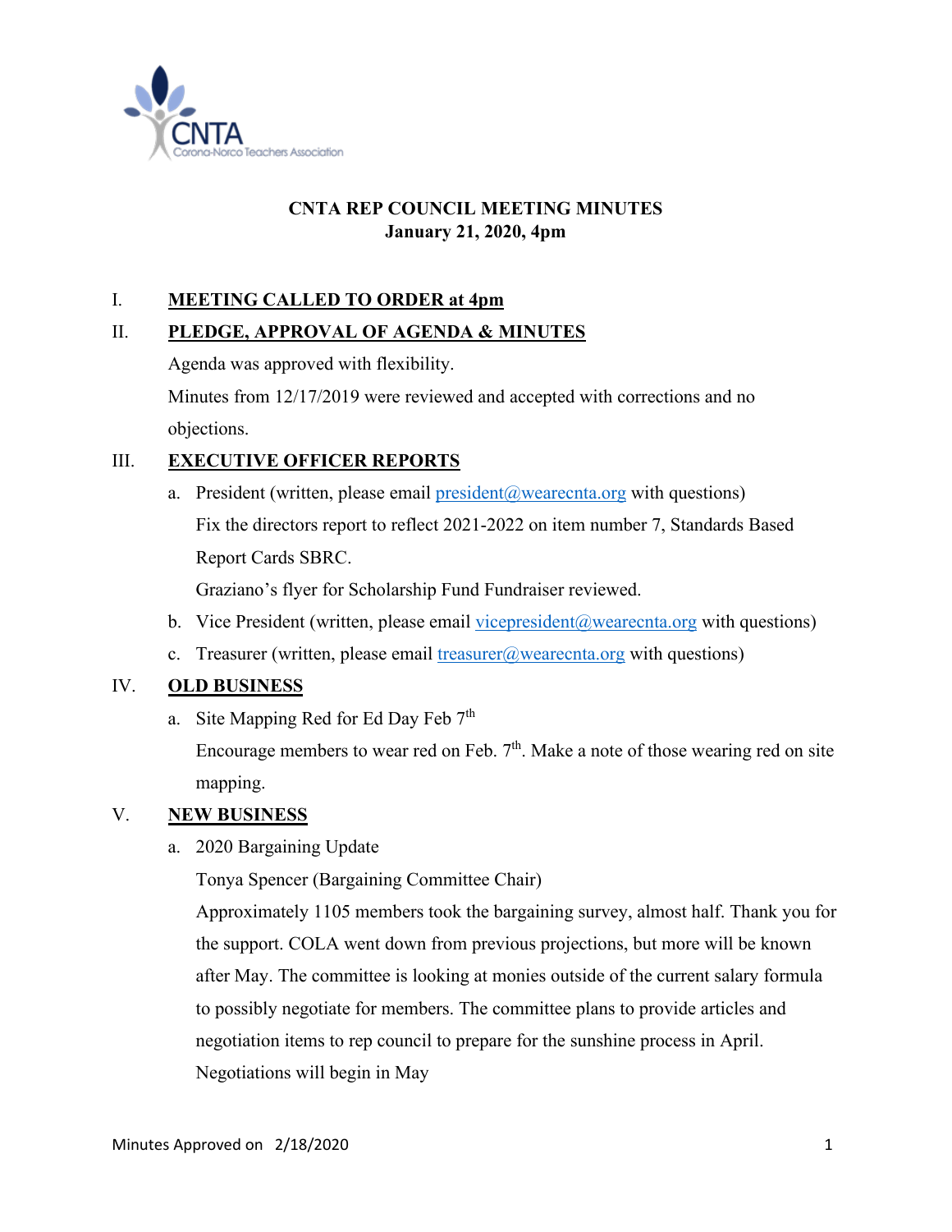# CNTA REP COUNCIL MEETING MINUTES
**January 21, 2020, 4pm**

I. **MEETING CALLED TO ORDER at 4pm**

II. **PLEDGE, APPROVAL OF AGENDA & MINUTES**

Agenda was approved with flexibility.

Minutes from 12/17/2019 were reviewed and accepted with corrections and no objections.

III. **EXECUTIVE OFFICER REPORTS**

a. President (written, please email president@wearecnta.org with questions)

Fix the directors report to reflect 2021-2022 on item number 7, Standards Based Report Cards SBRC.

Graziano's flyer for Scholarship Fund Fundraiser reviewed.

b. Vice President (written, please email vicepresident@wearecnta.org with questions)

c. Treasurer (written, please email treasurer@wearecnta.org with questions)

IV. **OLD BUSINESS**

a. Site Mapping Red for Ed Day Feb 7th

Encourage members to wear red on Feb. 7th. Make a note of those wearing red on site mapping.

V. **NEW BUSINESS**

a. 2020 Bargaining Update

Tonya Spencer (Bargaining Committee Chair)

Approximately 1105 members took the bargaining survey, almost half. Thank you for the support. COLA went down from previous projections, but more will be known after May. The committee is looking at monies outside of the current salary formula to possibly negotiate for members. The committee plans to provide articles and negotiation items to rep council to prepare for the sunshine process in April. Negotiations will begin in May

Minutes Approved on 2/18/2020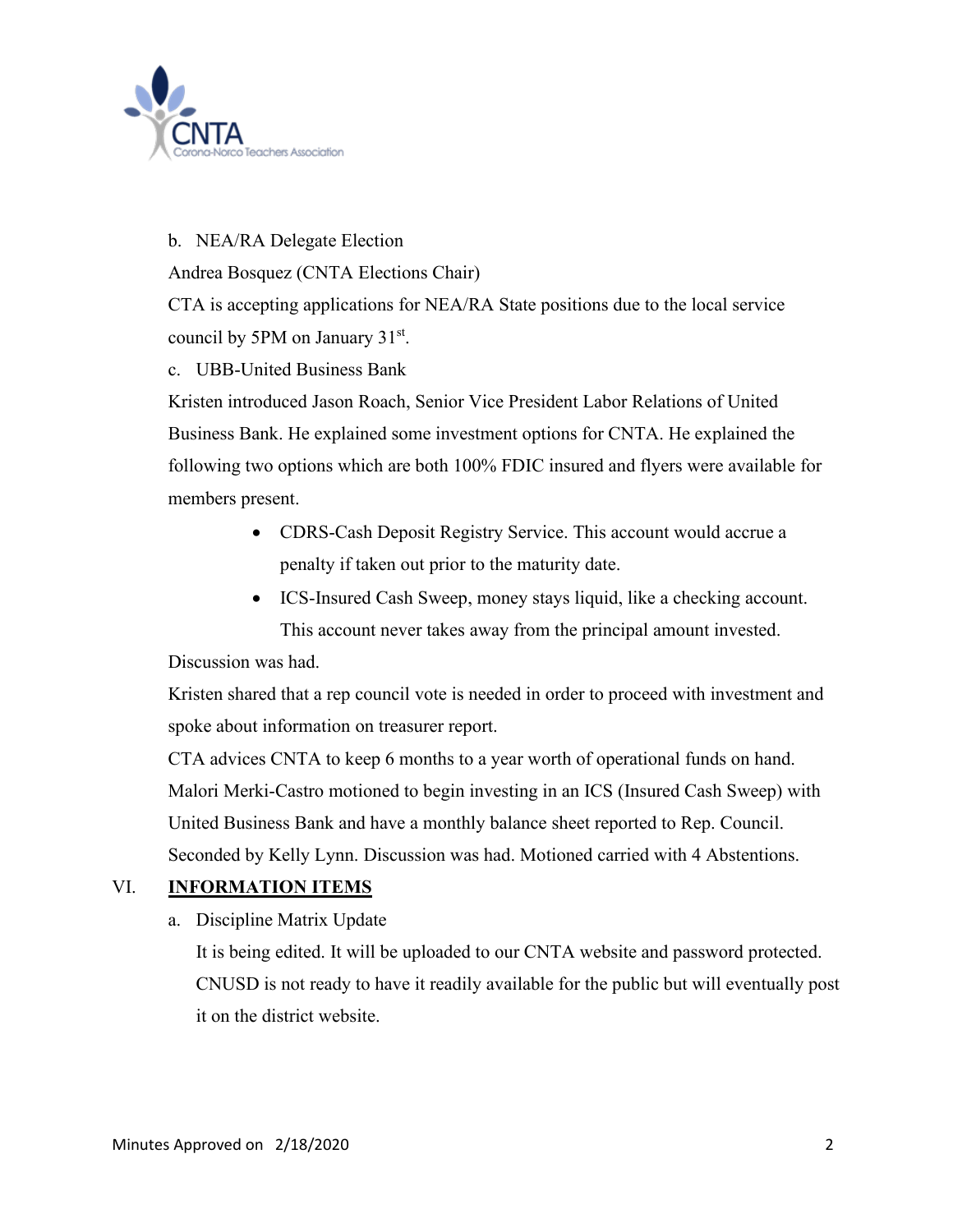b. NEA/RA Delegate Election

Andrea Bosquez (CNTA Elections Chair)

CTA is accepting applications for NEA/RA State positions due to the local service council by 5PM on January 31st.

c. UBB-United Business Bank

Kristen introduced Jason Roach, Senior Vice President Labor Relations of United Business Bank. He explained some investment options for CNTA. He explained the following two options which are both 100% FDIC insured and flyers were available for members present.

- CDRS-Cash Deposit Registry Service. This account would accrue a penalty if taken out prior to the maturity date.
- ICS-Insured Cash Sweep, money stays liquid, like a checking account. This account never takes away from the principal amount invested.

Discussion was had.

Kristen shared that a rep council vote is needed in order to proceed with investment and spoke about information on treasurer report.

CTA advices CNTA to keep 6 months to a year worth of operational funds on hand.

Malori Merki-Castro motioned to begin investing in an ICS (Insured Cash Sweep) with United Business Bank and have a monthly balance sheet reported to Rep. Council. Seconded by Kelly Lynn. Discussion was had. Motioned carried with 4 Abstentions.

## VI. INFORMATION ITEMS

a. Discipline Matrix Update

It is being edited. It will be uploaded to our CNTA website and password protected. CNUSD is not ready to have it readily available for the public but will eventually post it on the district website.

Minutes Approved on 2/18/2020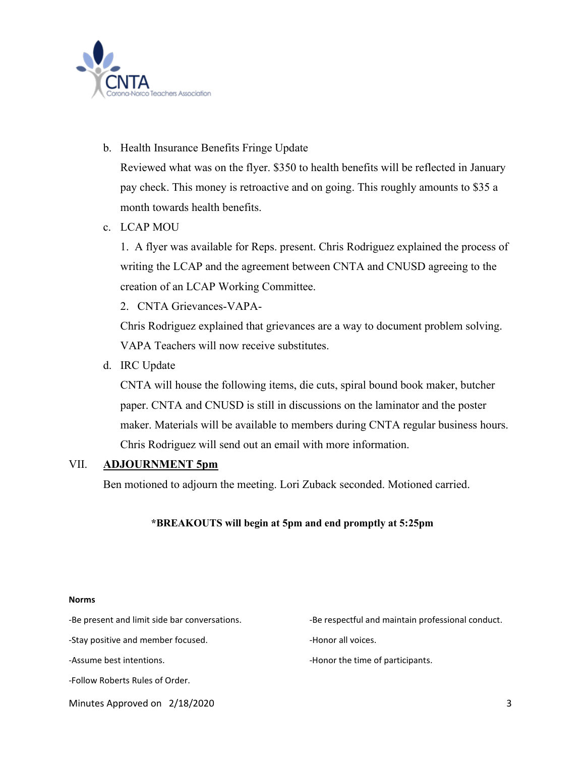b. Health Insurance Benefits Fringe Update

   Reviewed what was on the flyer. $350 to health benefits will be reflected in January pay check. This money is retroactive and on going. This roughly amounts to $35 a month towards health benefits.

c. LCAP MOU

   1. A flyer was available for Reps. present. Chris Rodriguez explained the process of writing the LCAP and the agreement between CNTA and CNUSD agreeing to the creation of an LCAP Working Committee.

   2. CNTA Grievances-VAPA-

   Chris Rodriguez explained that grievances are a way to document problem solving. VAPA Teachers will now receive substitutes.

d. IRC Update

   CNTA will house the following items, die cuts, spiral bound book maker, butcher paper. CNTA and CNUSD is still in discussions on the laminator and the poster maker. Materials will be available to members during CNTA regular business hours. Chris Rodriguez will send out an email with more information.

VII. **<u>ADJOURNMENT 5pm</u>**

Ben motioned to adjourn the meeting. Lori Zuback seconded. Motioned carried.

**\*BREAKOUTS will begin at 5pm and end promptly at 5:25pm**

**Norms**

- -Be present and limit side bar conversations.
- -Stay positive and member focused.
- -Assume best intentions.
- -Follow Roberts Rules of Order.
- -Be respectful and maintain professional conduct.
- -Honor all voices.
- -Honor the time of participants.

Minutes Approved on 2/18/2020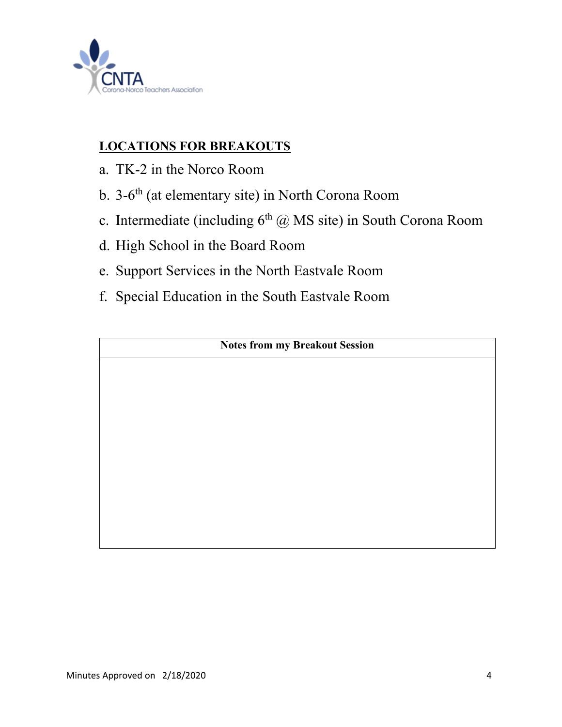## LOCATIONS FOR BREAKOUTS

a. TK-2 in the Norco Room
b. 3-6th (at elementary site) in North Corona Room
c. Intermediate (including 6th @ MS site) in South Corona Room
d. High School in the Board Room
e. Support Services in the North Eastvale Room
f. Special Education in the South Eastvale Room

| Notes from my Breakout Session |
| --- |
| |

Minutes Approved on 2/18/2020